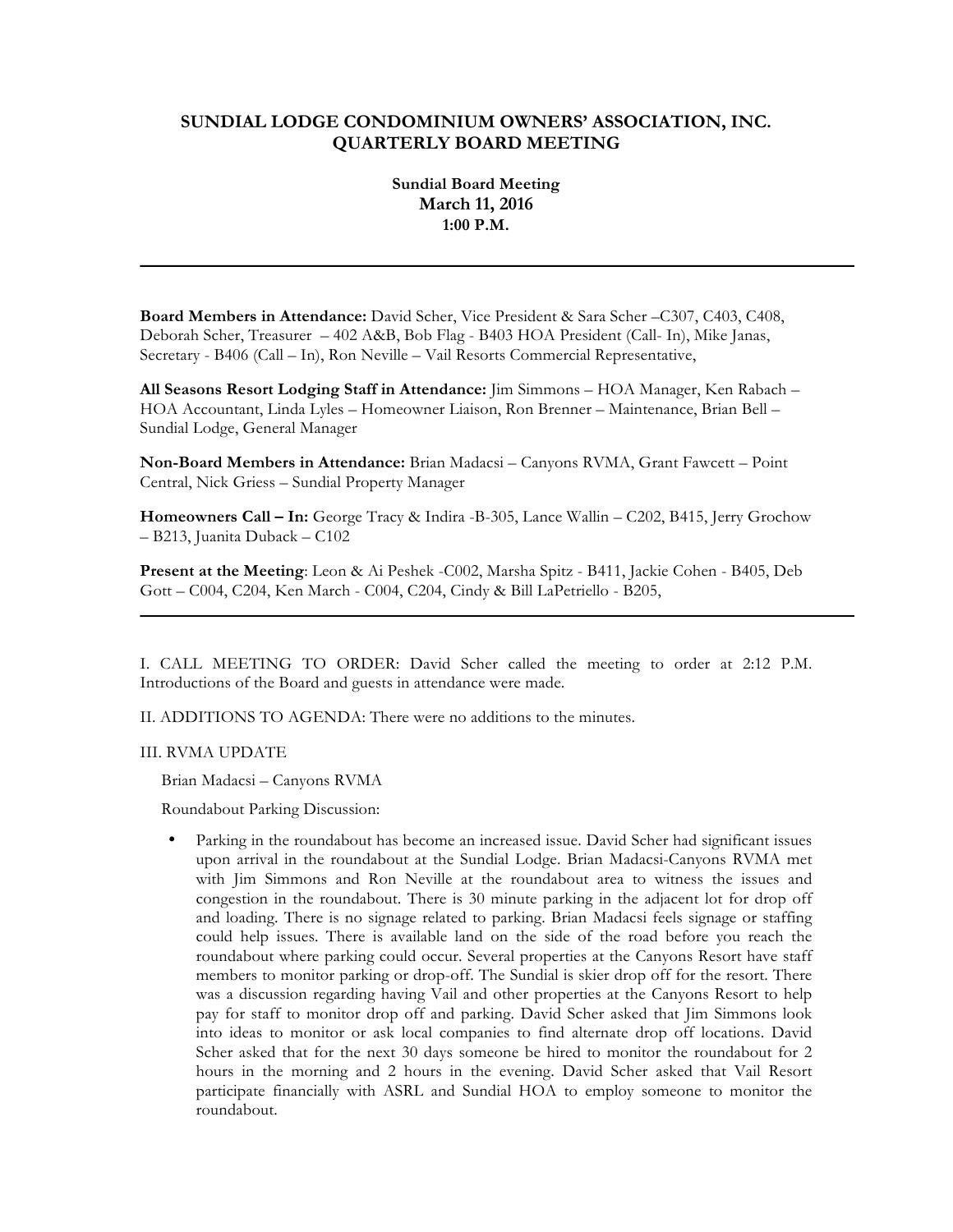# SUNDIAL LODGE CONDOMINIUM OWNERS' ASSOCIATION, INC.
# QUARTERLY BOARD MEETING

**Sundial Board Meeting**
**March 11, 2016**
**1:00 P.M.**

---

**Board Members in Attendance:** David Scher, Vice President & Sara Scher –C307, C403, C408, Deborah Scher, Treasurer – 402 A&B, Bob Flag - B403 HOA President (Call- In), Mike Janas, Secretary - B406 (Call – In), Ron Neville – Vail Resorts Commercial Representative,

**All Seasons Resort Lodging Staff in Attendance:** Jim Simmons – HOA Manager, Ken Rabach – HOA Accountant, Linda Lyles – Homeowner Liaison, Ron Brenner – Maintenance, Brian Bell – Sundial Lodge, General Manager

**Non-Board Members in Attendance:** Brian Madacsi – Canyons RVMA, Grant Fawcett – Point Central, Nick Griess – Sundial Property Manager

**Homeowners Call – In:** George Tracy & Indira -B-305, Lance Wallin – C202, B415, Jerry Grochow – B213, Juanita Duback – C102

**Present at the Meeting**: Leon & Ai Peshek -C002, Marsha Spitz - B411, Jackie Cohen - B405, Deb Gott – C004, C204, Ken March - C004, C204, Cindy & Bill LaPetriello - B205,

---

I. CALL MEETING TO ORDER: David Scher called the meeting to order at 2:12 P.M. Introductions of the Board and guests in attendance were made.

II. ADDITIONS TO AGENDA: There were no additions to the minutes.

III. RVMA UPDATE

Brian Madacsi – Canyons RVMA

Roundabout Parking Discussion:

- Parking in the roundabout has become an increased issue. David Scher had significant issues upon arrival in the roundabout at the Sundial Lodge. Brian Madacsi-Canyons RVMA met with Jim Simmons and Ron Neville at the roundabout area to witness the issues and congestion in the roundabout. There is 30 minute parking in the adjacent lot for drop off and loading. There is no signage related to parking. Brian Madacsi feels signage or staffing could help issues. There is available land on the side of the road before you reach the roundabout where parking could occur. Several properties at the Canyons Resort have staff members to monitor parking or drop-off. The Sundial is skier drop off for the resort. There was a discussion regarding having Vail and other properties at the Canyons Resort to help pay for staff to monitor drop off and parking. David Scher asked that Jim Simmons look into ideas to monitor or ask local companies to find alternate drop off locations. David Scher asked that for the next 30 days someone be hired to monitor the roundabout for 2 hours in the morning and 2 hours in the evening. David Scher asked that Vail Resort participate financially with ASRL and Sundial HOA to employ someone to monitor the roundabout.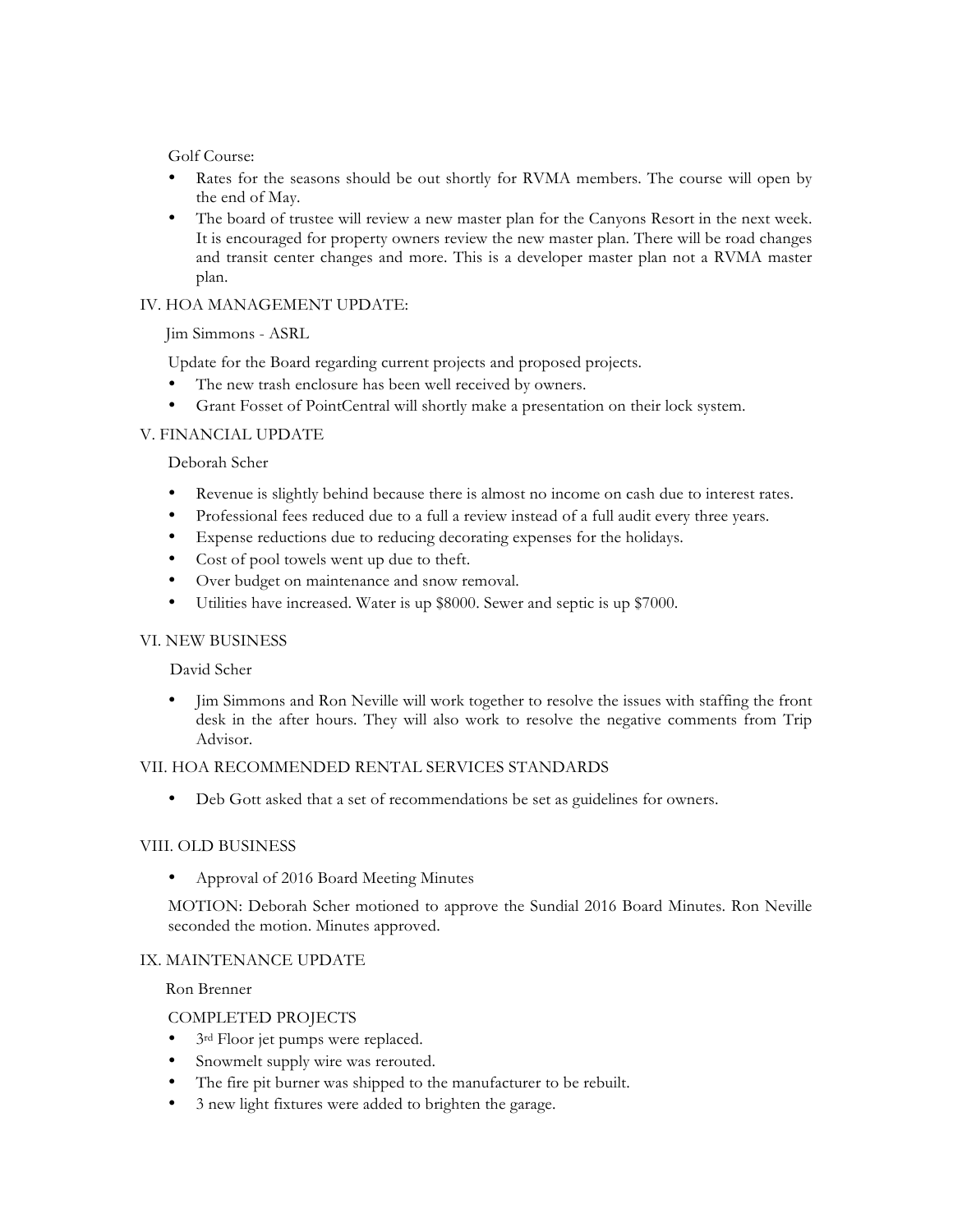Golf Course:

- Rates for the seasons should be out shortly for RVMA members. The course will open by the end of May.
- The board of trustee will review a new master plan for the Canyons Resort in the next week. It is encouraged for property owners review the new master plan. There will be road changes and transit center changes and more. This is a developer master plan not a RVMA master plan.

## IV. HOA MANAGEMENT UPDATE:

Jim Simmons - ASRL

Update for the Board regarding current projects and proposed projects.

- The new trash enclosure has been well received by owners.
- Grant Fosset of PointCentral will shortly make a presentation on their lock system.

## V. FINANCIAL UPDATE

Deborah Scher

- Revenue is slightly behind because there is almost no income on cash due to interest rates.
- Professional fees reduced due to a full a review instead of a full audit every three years.
- Expense reductions due to reducing decorating expenses for the holidays.
- Cost of pool towels went up due to theft.
- Over budget on maintenance and snow removal.
- Utilities have increased. Water is up $8000. Sewer and septic is up $7000.

## VI. NEW BUSINESS

David Scher

- Jim Simmons and Ron Neville will work together to resolve the issues with staffing the front desk in the after hours. They will also work to resolve the negative comments from Trip Advisor.

## VII. HOA RECOMMENDED RENTAL SERVICES STANDARDS

- Deb Gott asked that a set of recommendations be set as guidelines for owners.

## VIII. OLD BUSINESS

- Approval of 2016 Board Meeting Minutes

MOTION: Deborah Scher motioned to approve the Sundial 2016 Board Minutes. Ron Neville seconded the motion. Minutes approved.

## IX. MAINTENANCE UPDATE

Ron Brenner

COMPLETED PROJECTS

- 3rd Floor jet pumps were replaced.
- Snowmelt supply wire was rerouted.
- The fire pit burner was shipped to the manufacturer to be rebuilt.
- 3 new light fixtures were added to brighten the garage.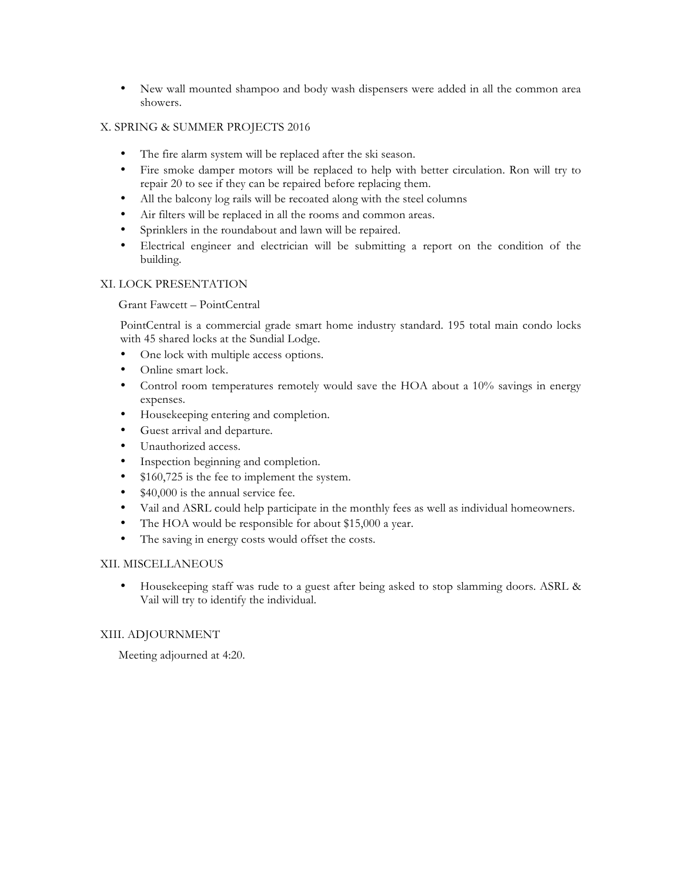- New wall mounted shampoo and body wash dispensers were added in all the common area showers.

## X. SPRING & SUMMER PROJECTS 2016

- The fire alarm system will be replaced after the ski season.
- Fire smoke damper motors will be replaced to help with better circulation. Ron will try to repair 20 to see if they can be repaired before replacing them.
- All the balcony log rails will be recoated along with the steel columns
- Air filters will be replaced in all the rooms and common areas.
- Sprinklers in the roundabout and lawn will be repaired.
- Electrical engineer and electrician will be submitting a report on the condition of the building.

## XI. LOCK PRESENTATION

Grant Fawcett – PointCentral

PointCentral is a commercial grade smart home industry standard. 195 total main condo locks with 45 shared locks at the Sundial Lodge.

- One lock with multiple access options.
- Online smart lock.
- Control room temperatures remotely would save the HOA about a 10% savings in energy expenses.
- Housekeeping entering and completion.
- Guest arrival and departure.
- Unauthorized access.
- Inspection beginning and completion.
- $160,725 is the fee to implement the system.
- $40,000 is the annual service fee.
- Vail and ASRL could help participate in the monthly fees as well as individual homeowners.
- The HOA would be responsible for about $15,000 a year.
- The saving in energy costs would offset the costs.

## XII. MISCELLANEOUS

- Housekeeping staff was rude to a guest after being asked to stop slamming doors. ASRL & Vail will try to identify the individual.

## XIII. ADJOURNMENT

Meeting adjourned at 4:20.